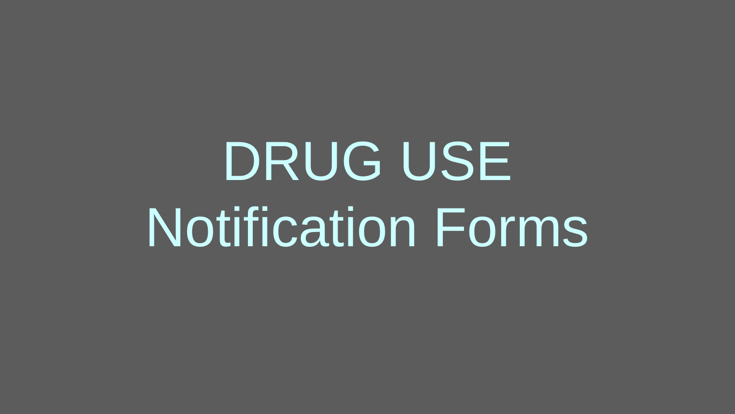# DRUG USE
# Notification Forms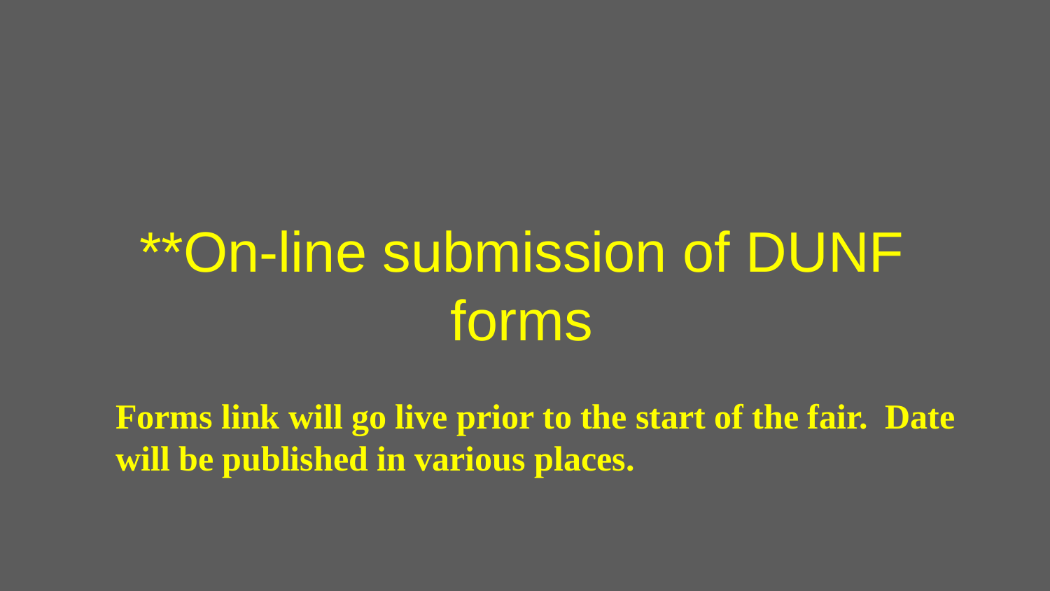# **On-line submission of DUNF forms

**Forms link will go live prior to the start of the fair.  Date will be published in various places.**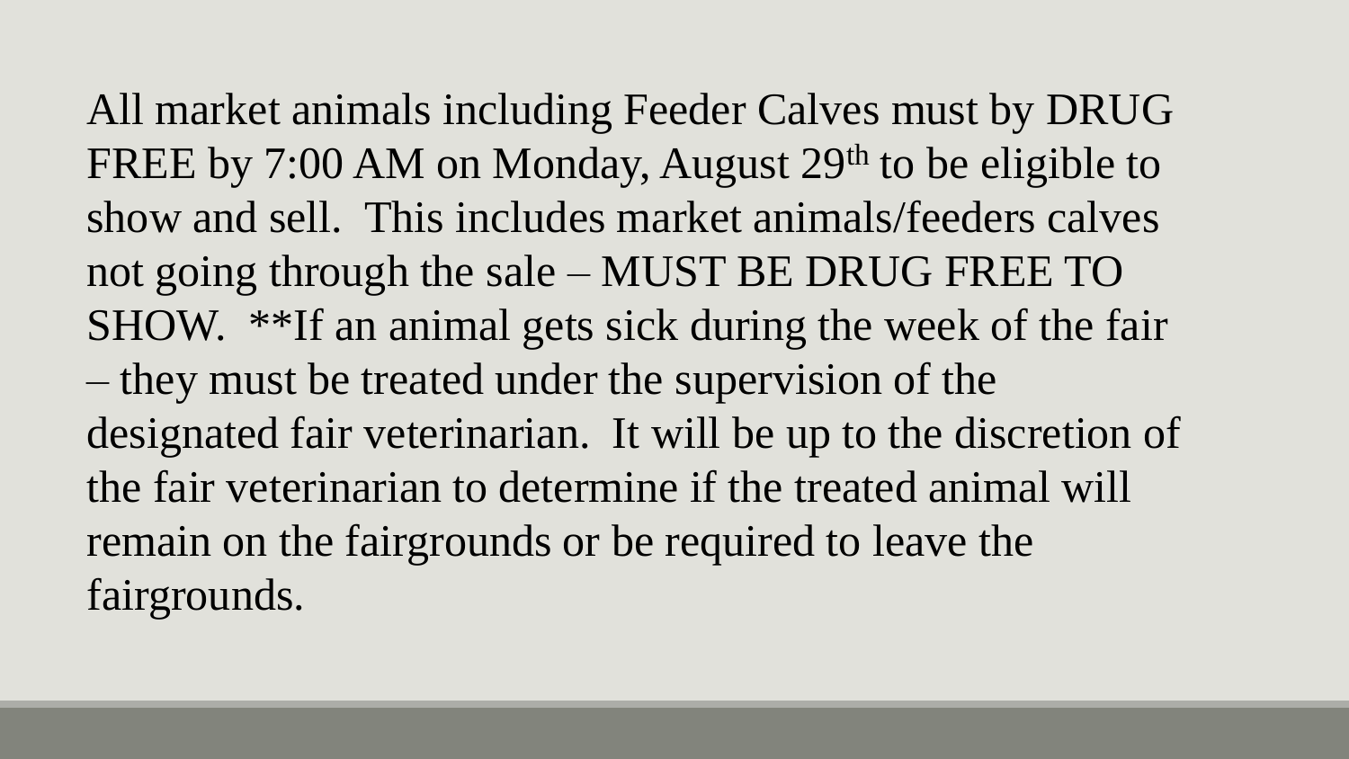All market animals including Feeder Calves must by DRUG FREE by 7:00 AM on Monday, August 29th to be eligible to show and sell. This includes market animals/feeders calves not going through the sale – MUST BE DRUG FREE TO SHOW. **If an animal gets sick during the week of the fair – they must be treated under the supervision of the designated fair veterinarian. It will be up to the discretion of the fair veterinarian to determine if the treated animal will remain on the fairgrounds or be required to leave the fairgrounds.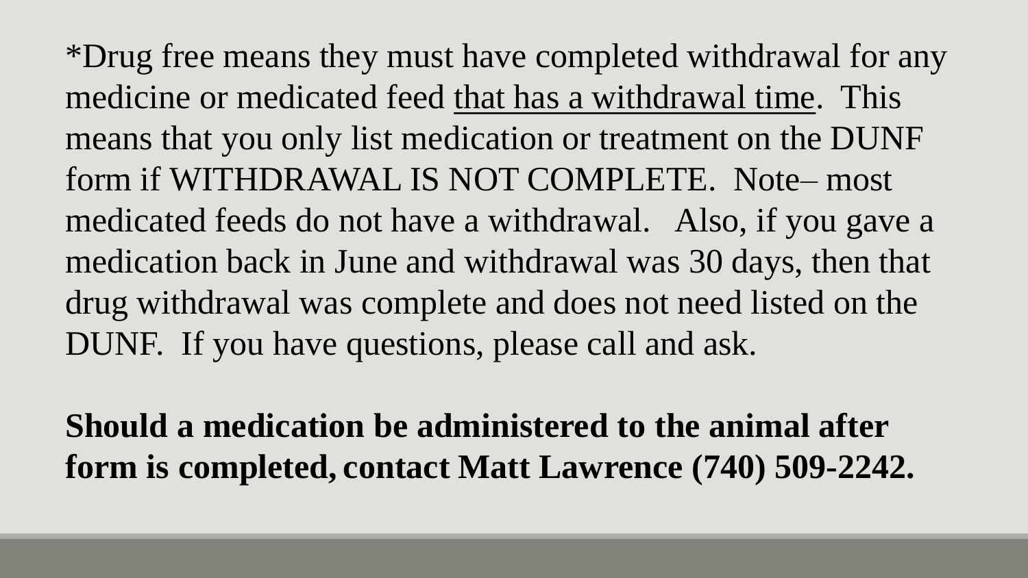*Drug free means they must have completed withdrawal for any medicine or medicated feed <u>that has a withdrawal time</u>. This means that you only list medication or treatment on the DUNF form if WITHDRAWAL IS NOT COMPLETE. Note– most medicated feeds do not have a withdrawal. Also, if you gave a medication back in June and withdrawal was 30 days, then that drug withdrawal was complete and does not need listed on the DUNF. If you have questions, please call and ask.

**Should a medication be administered to the animal after form is completed, contact Matt Lawrence (740) 509-2242.**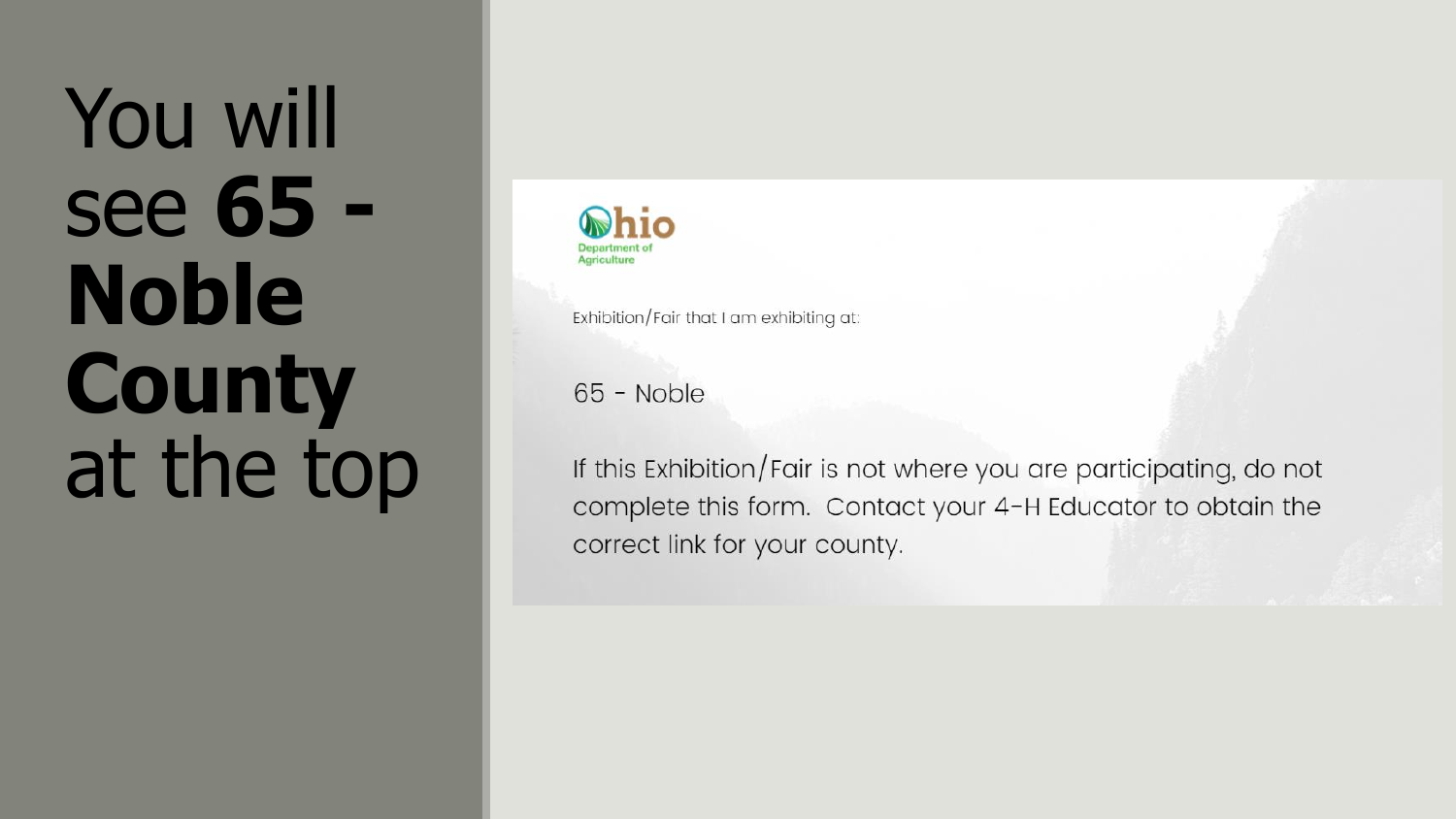# You will see **65 - Noble County** at the top

Ohio Department of Agriculture

Exhibition/Fair that I am exhibiting at:

65 - Noble

If this Exhibition/Fair is not where you are participating, do not complete this form. Contact your 4-H Educator to obtain the correct link for your county.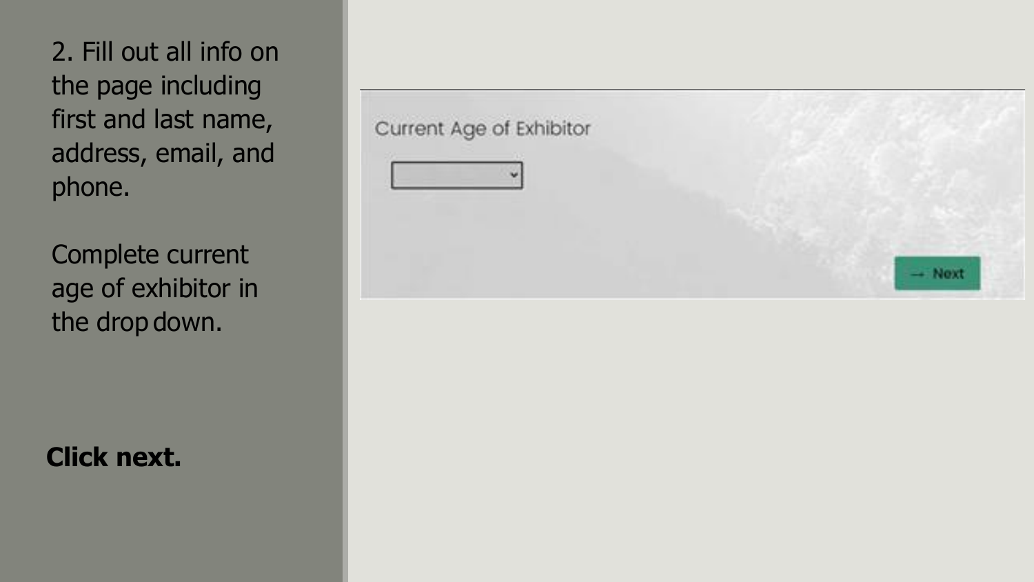2. Fill out all info on the page including first and last name, address, email, and phone.

Complete current age of exhibitor in the drop down.

**Click next.**

Current Age of Exhibitor

→ Next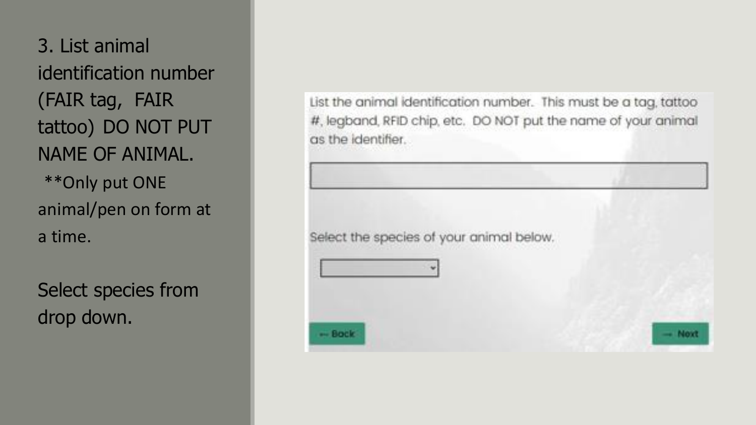3. List animal identification number (FAIR tag, FAIR tattoo) DO NOT PUT NAME OF ANIMAL.

**Only put ONE animal/pen on form at a time.

Select species from drop down.

List the animal identification number. This must be a tag, tattoo #, legband, RFID chip, etc. DO NOT put the name of your animal as the identifier.

Select the species of your animal below.

← Back

→ Next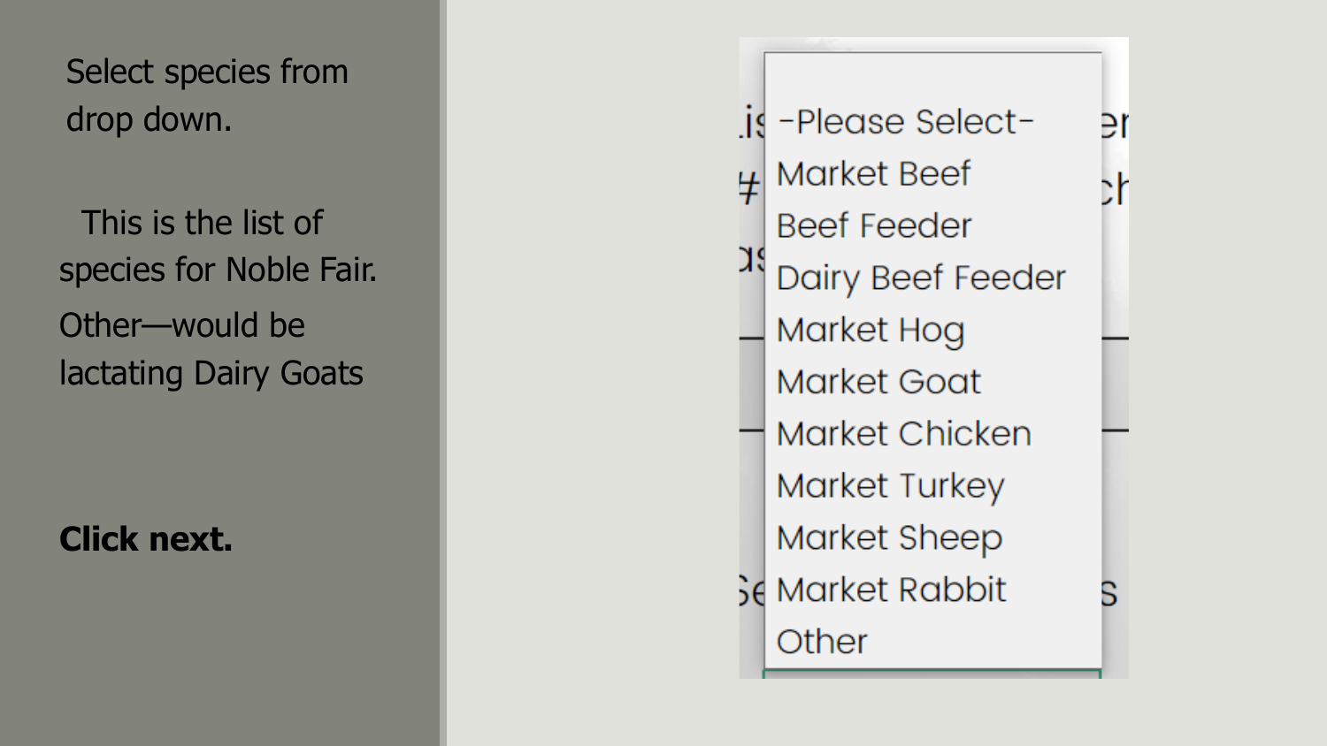Select species from drop down.

This is the list of species for Noble Fair.

Other—would be lactating Dairy Goats

**Click next.**

- -Please Select-
- Market Beef
- Beef Feeder
- Dairy Beef Feeder
- Market Hog
- Market Goat
- Market Chicken
- Market Turkey
- Market Sheep
- Market Rabbit
- Other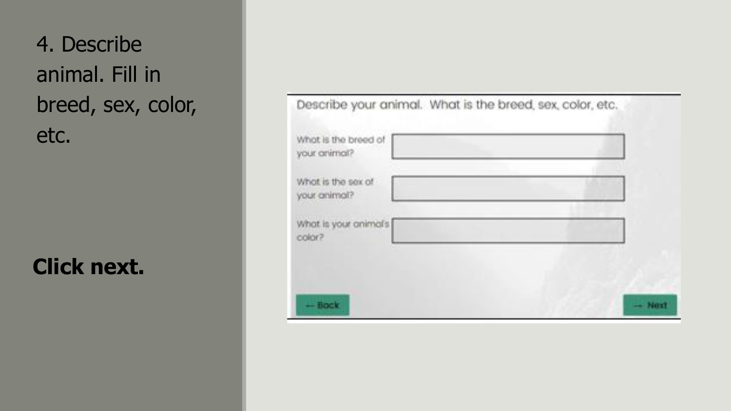4. Describe animal. Fill in breed, sex, color, etc.

**Click next.**

Describe your animal. What is the breed, sex, color, etc.

What is the breed of your animal?

What is the sex of your animal?

What is your animal's color?

← Back

→ Next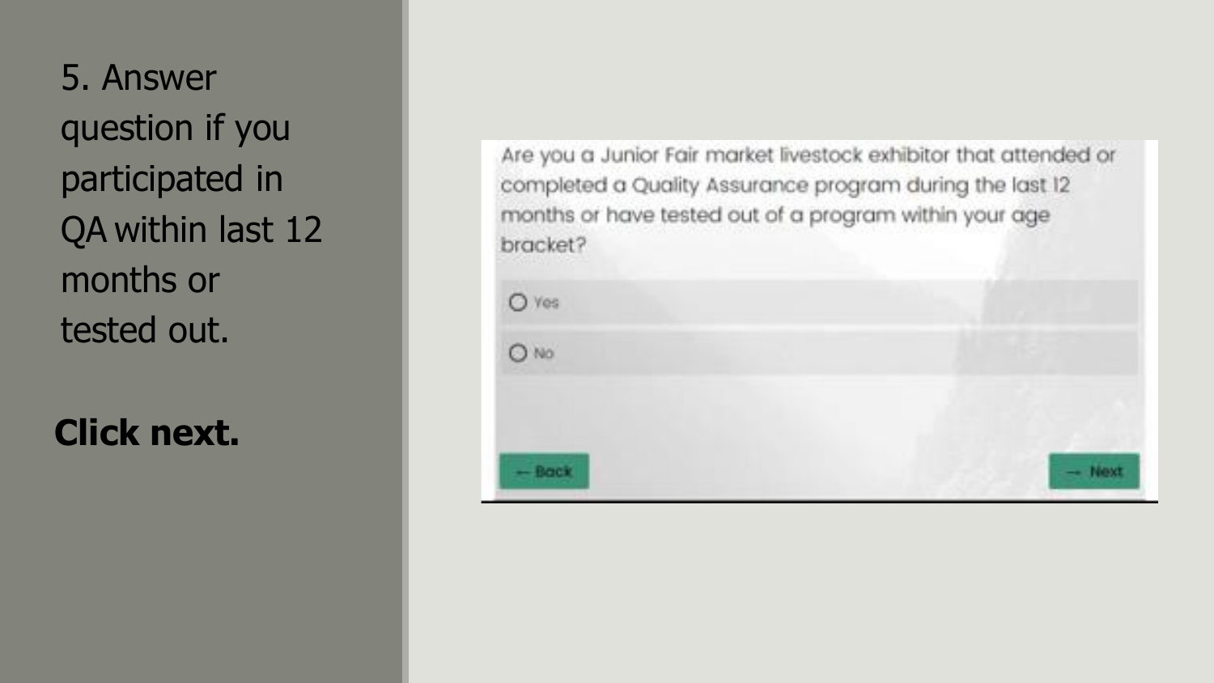5. Answer question if you participated in QA within last 12 months or tested out.

**Click next.**

Are you a Junior Fair market livestock exhibitor that attended or completed a Quality Assurance program during the last 12 months or have tested out of a program within your age bracket?

- Yes
- No

← Back

→ Next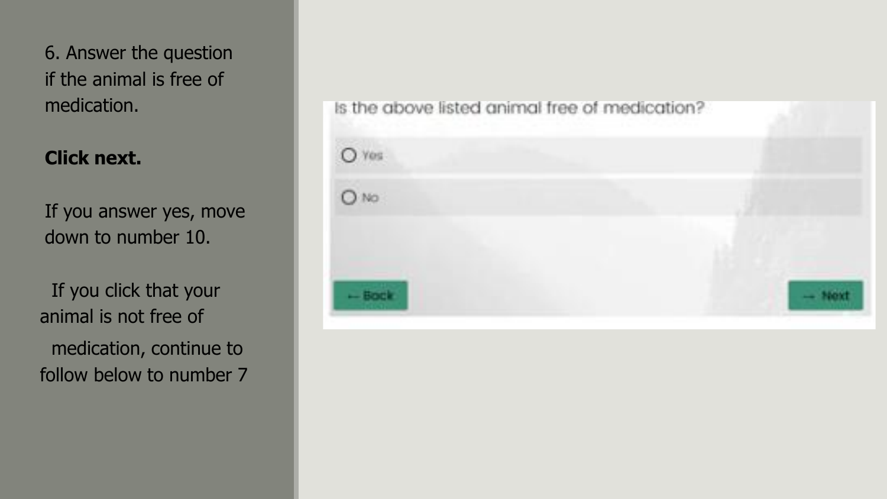6. Answer the question if the animal is free of medication.

**Click next.**

If you answer yes, move down to number 10.

If you click that your animal is not free of medication, continue to follow below to number 7

Is the above listed animal free of medication?

Yes

No

← Back

→ Next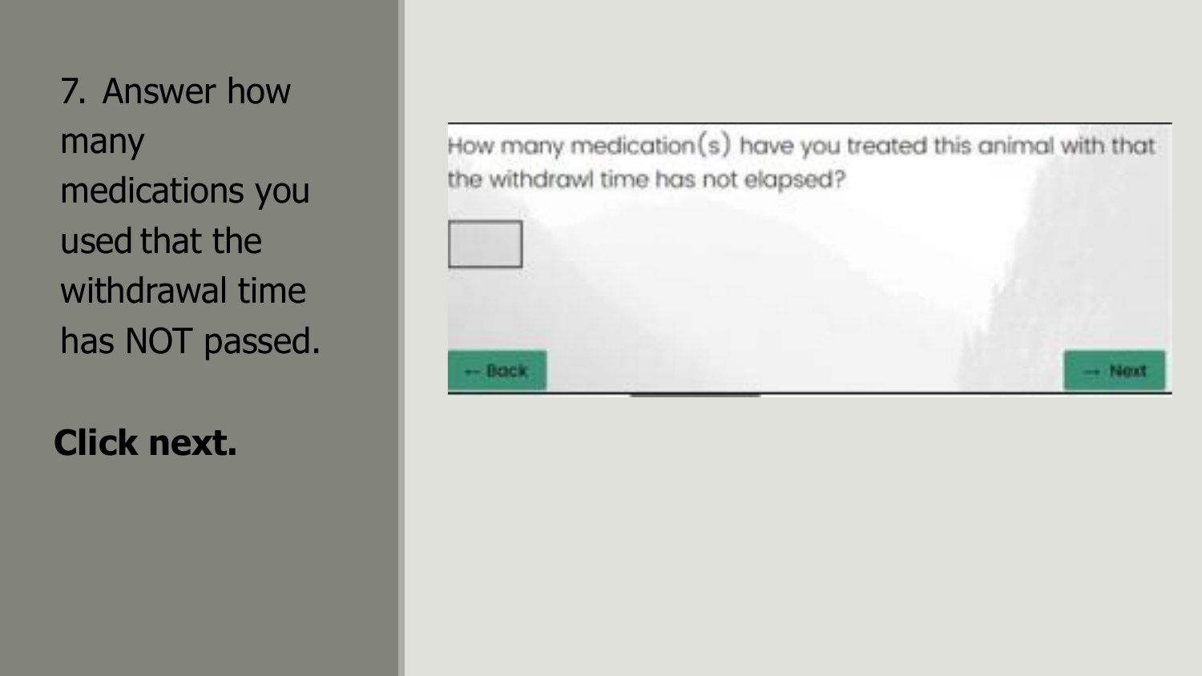7. Answer how many medications you used that the withdrawal time has NOT passed.

**Click next.**

How many medication(s) have you treated this animal with that the withdrawl time has not elapsed?

← Back

→ Next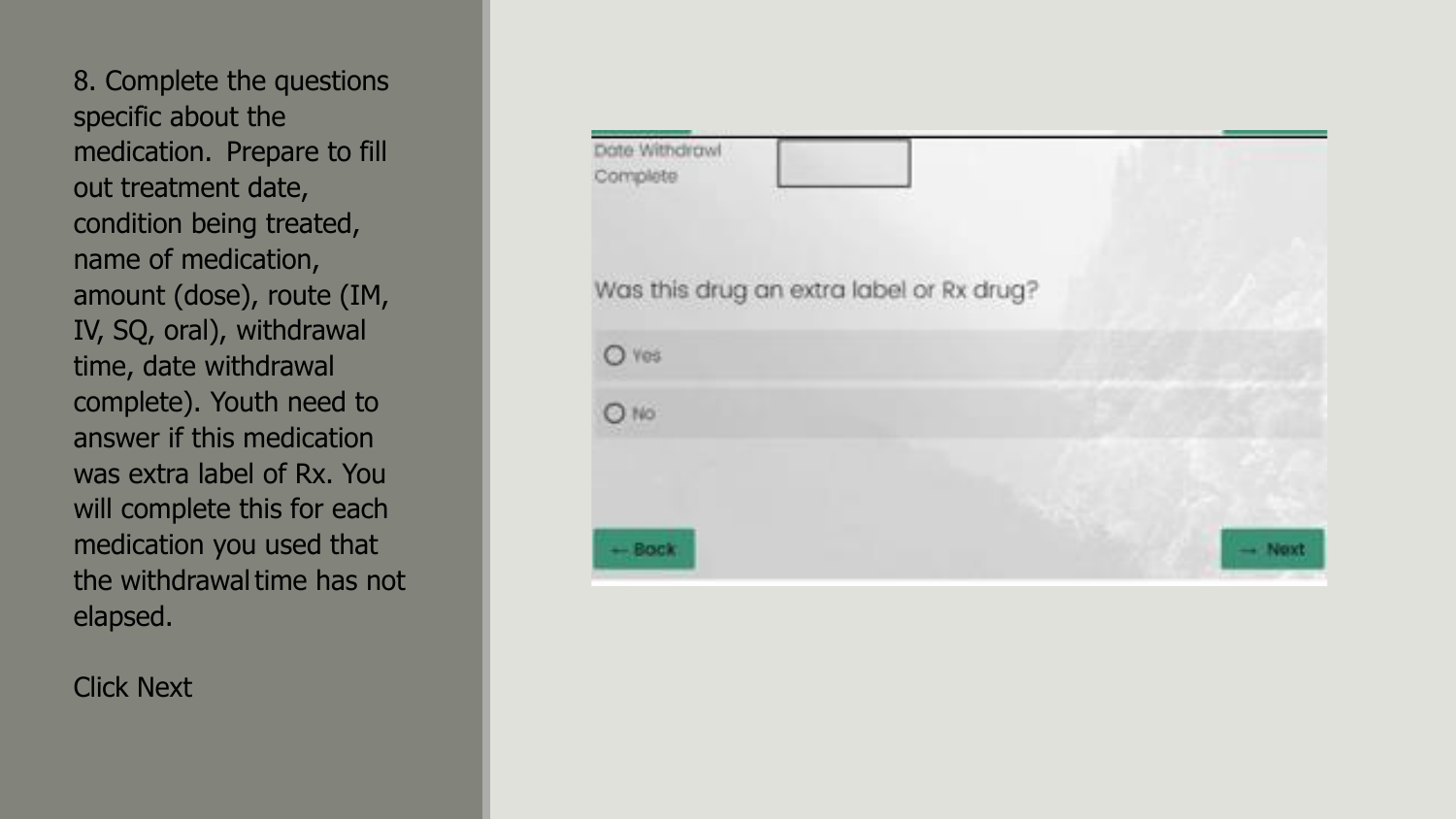8. Complete the questions specific about the medication. Prepare to fill out treatment date, condition being treated, name of medication, amount (dose), route (IM, IV, SQ, oral), withdrawal time, date withdrawal complete). Youth need to answer if this medication was extra label of Rx. You will complete this for each medication you used that the withdrawal time has not elapsed.

Click Next

Date Withdrawl Complete

Was this drug an extra label or Rx drug?

- Yes
- No

← Back

→ Next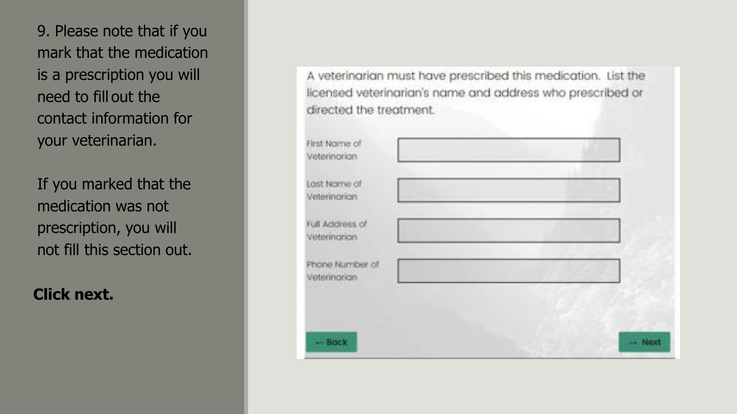9. Please note that if you mark that the medication is a prescription you will need to fill out the contact information for your veterinarian.

If you marked that the medication was not prescription, you will not fill this section out.

**Click next.**

A veterinarian must have prescribed this medication. List the licensed veterinarian's name and address who prescribed or directed the treatment.

First Name of Veterinarian

Last Name of Veterinarian

Full Address of Veterinarian

Phone Number of Veterinarian

← Back

→ Next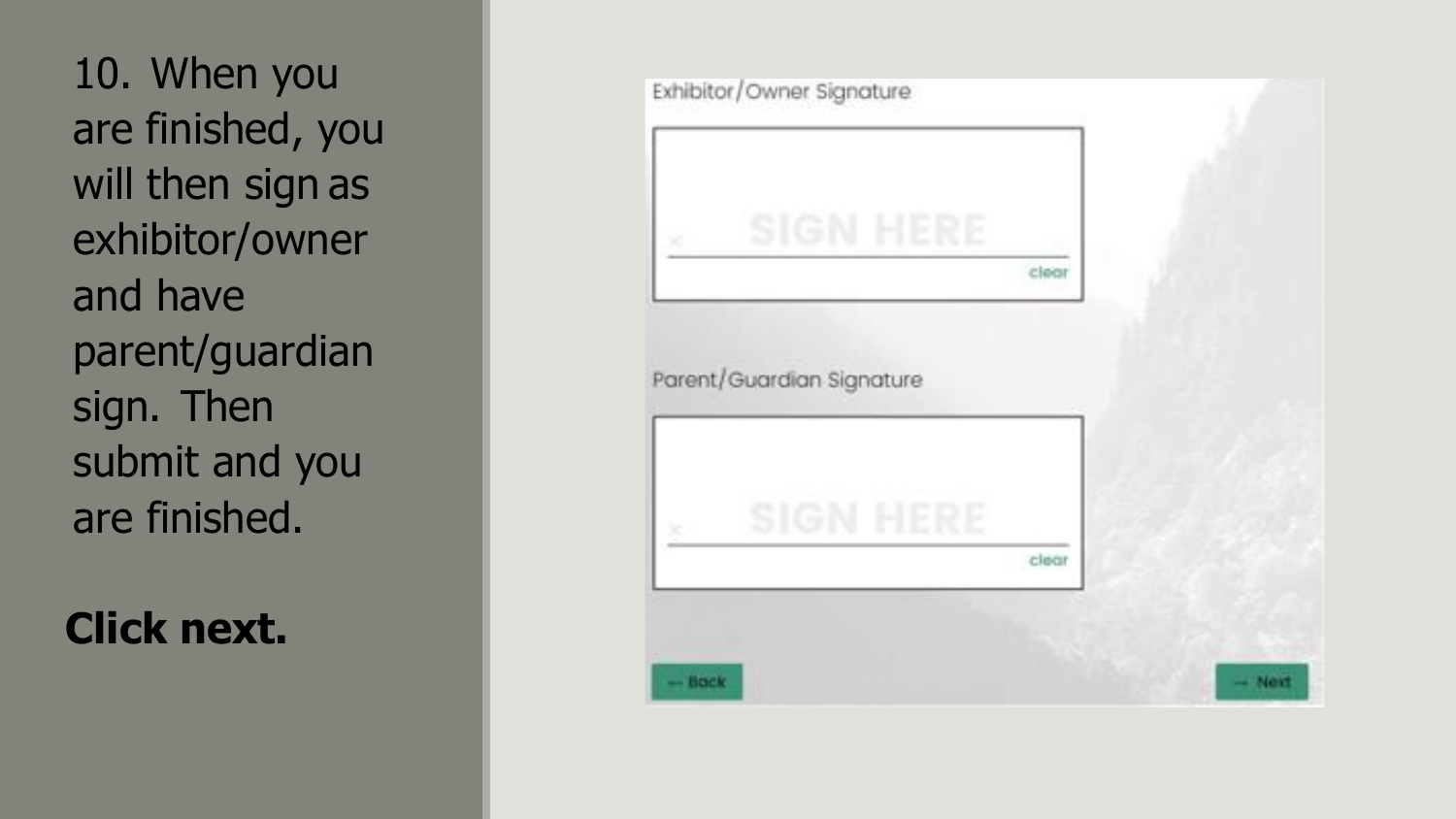10. When you are finished, you will then sign as exhibitor/owner and have parent/guardian sign. Then submit and you are finished.

**Click next.**

Exhibitor/Owner Signature

SIGN HERE

clear

Parent/Guardian Signature

SIGN HERE

clear

← Back

→ Next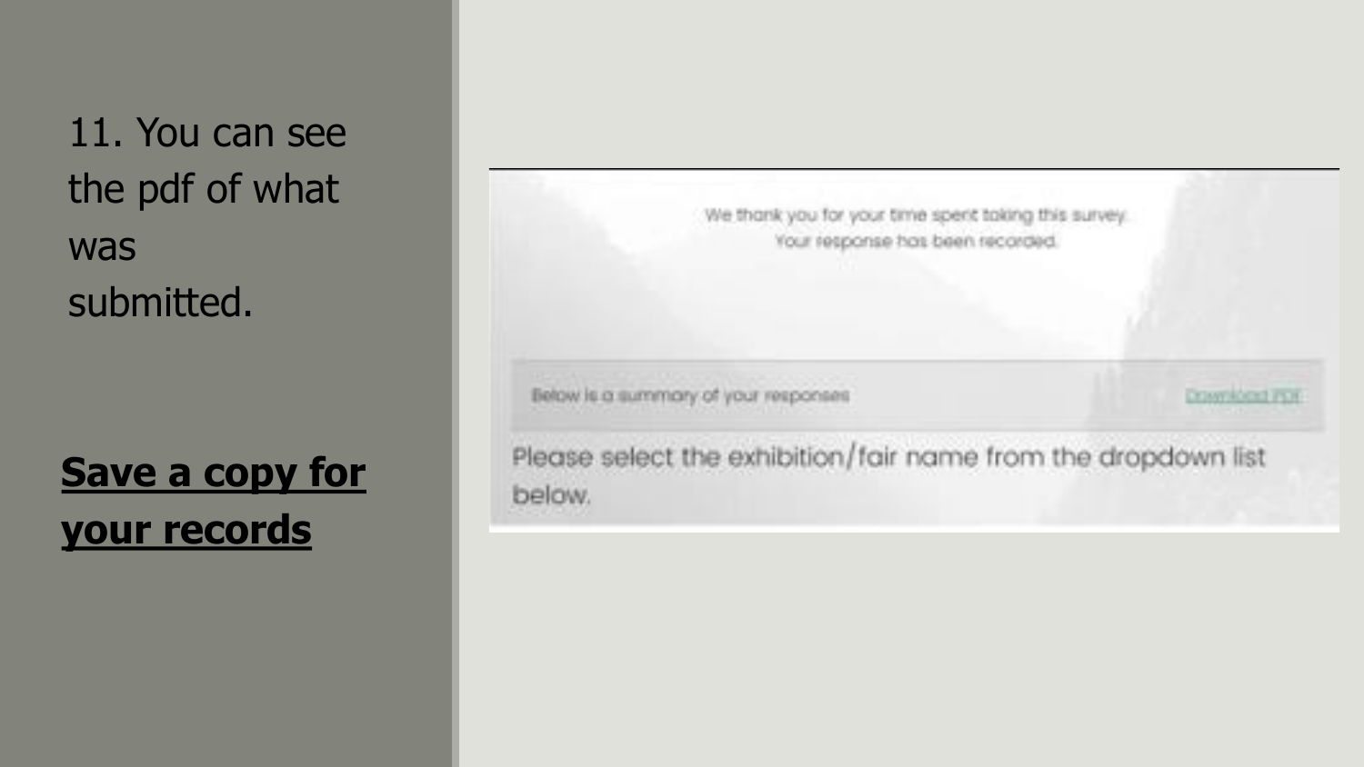11. You can see the pdf of what was submitted.

**Save a copy for your records**

We thank you for your time spent taking this survey.
Your response has been recorded.

Below is a summary of your responses

Download PDF

Please select the exhibition/fair name from the dropdown list below.